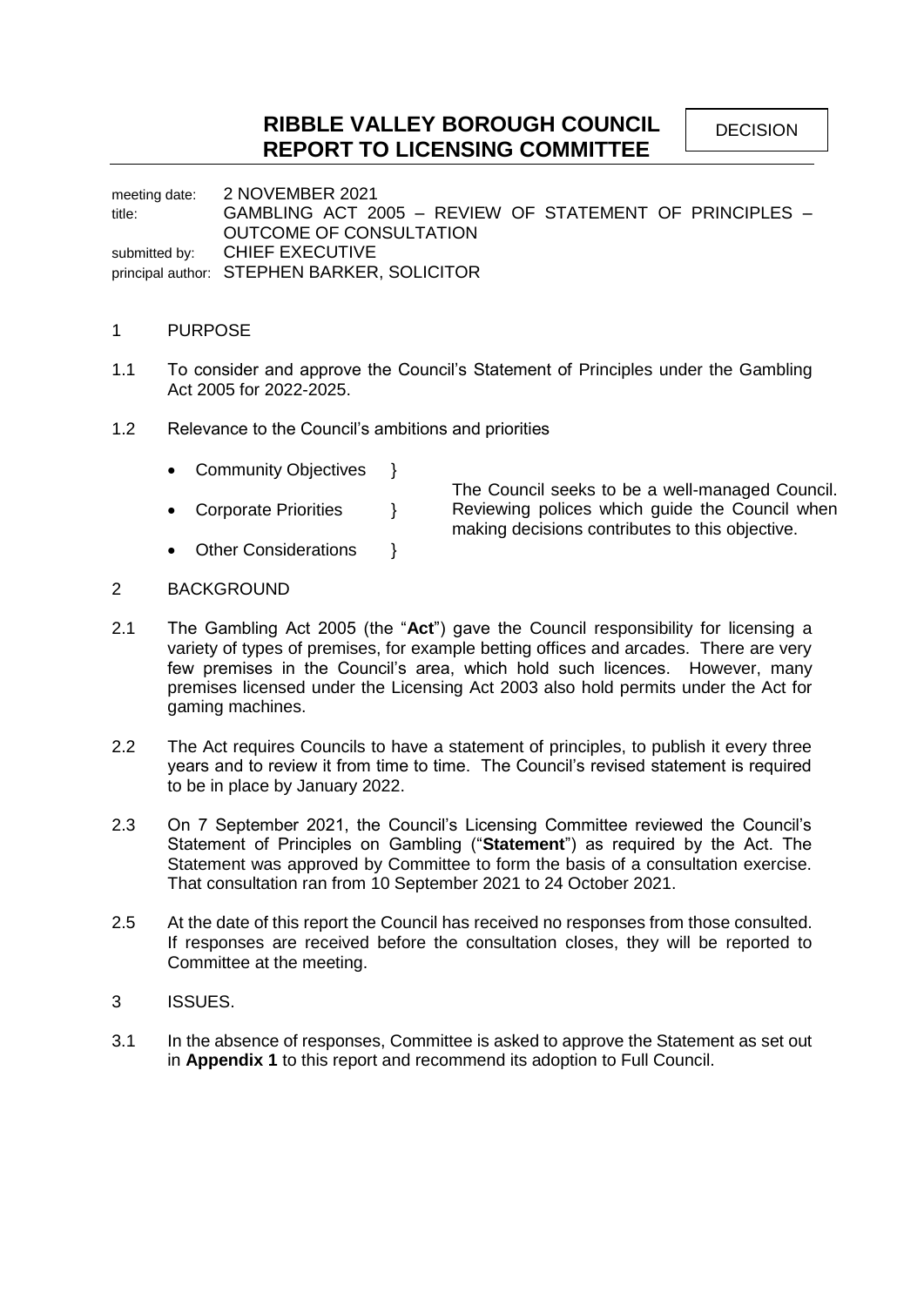# RIBBLE VALLEY BOROUGH COUNCIL
# REPORT TO LICENSING COMMITTEE

DECISION

meeting date: 2 NOVEMBER 2021
title: GAMBLING ACT 2005 – REVIEW OF STATEMENT OF PRINCIPLES – OUTCOME OF CONSULTATION
submitted by: CHIEF EXECUTIVE
principal author: STEPHEN BARKER, SOLICITOR

## 1 PURPOSE

1.1 To consider and approve the Council's Statement of Principles under the Gambling Act 2005 for 2022-2025.

1.2 Relevance to the Council's ambitions and priorities

- Community Objectives }
- Corporate Priorities }
- Other Considerations }

The Council seeks to be a well-managed Council. Reviewing polices which guide the Council when making decisions contributes to this objective.

## 2 BACKGROUND

2.1 The Gambling Act 2005 (the "**Act**") gave the Council responsibility for licensing a variety of types of premises, for example betting offices and arcades. There are very few premises in the Council's area, which hold such licences. However, many premises licensed under the Licensing Act 2003 also hold permits under the Act for gaming machines.

2.2 The Act requires Councils to have a statement of principles, to publish it every three years and to review it from time to time. The Council's revised statement is required to be in place by January 2022.

2.3 On 7 September 2021, the Council's Licensing Committee reviewed the Council's Statement of Principles on Gambling ("**Statement**") as required by the Act. The Statement was approved by Committee to form the basis of a consultation exercise. That consultation ran from 10 September 2021 to 24 October 2021.

2.5 At the date of this report the Council has received no responses from those consulted. If responses are received before the consultation closes, they will be reported to Committee at the meeting.

## 3 ISSUES.

3.1 In the absence of responses, Committee is asked to approve the Statement as set out in **Appendix 1** to this report and recommend its adoption to Full Council.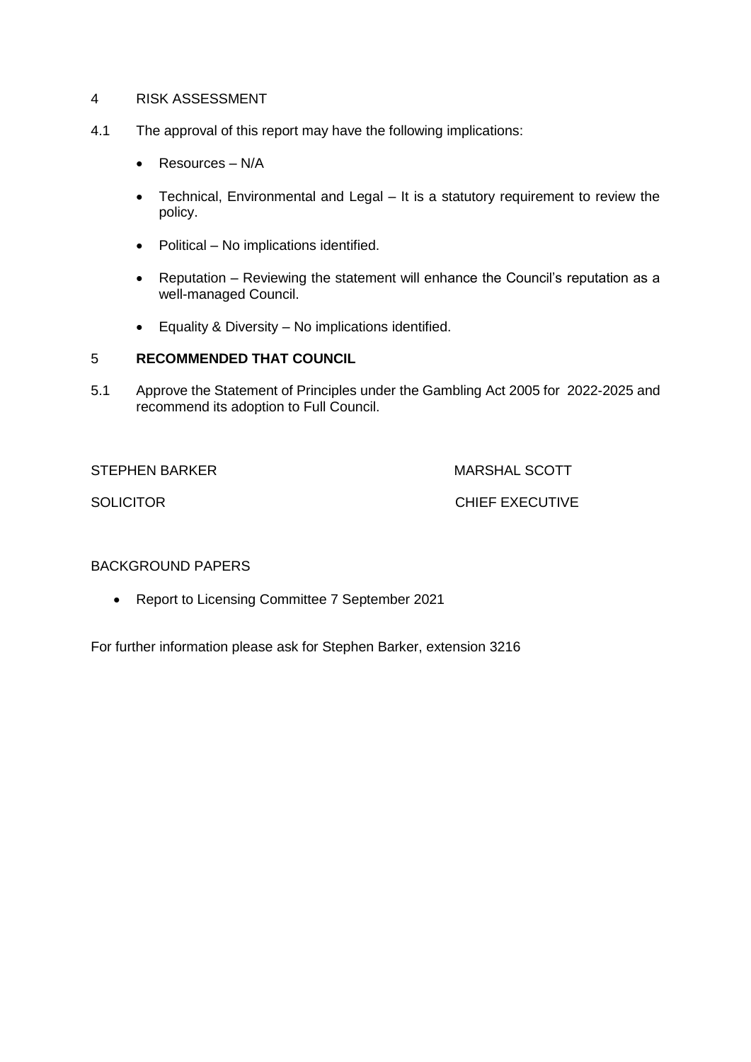## 4 RISK ASSESSMENT

4.1 The approval of this report may have the following implications:

- Resources – N/A
- Technical, Environmental and Legal – It is a statutory requirement to review the policy.
- Political – No implications identified.
- Reputation – Reviewing the statement will enhance the Council's reputation as a well-managed Council.
- Equality & Diversity – No implications identified.

## 5 **RECOMMENDED THAT COUNCIL**

5.1 Approve the Statement of Principles under the Gambling Act 2005 for 2022-2025 and recommend its adoption to Full Council.

| | |
|---|---|
| STEPHEN BARKER | MARSHAL SCOTT |
| SOLICITOR | CHIEF EXECUTIVE |

BACKGROUND PAPERS

- Report to Licensing Committee 7 September 2021

For further information please ask for Stephen Barker, extension 3216